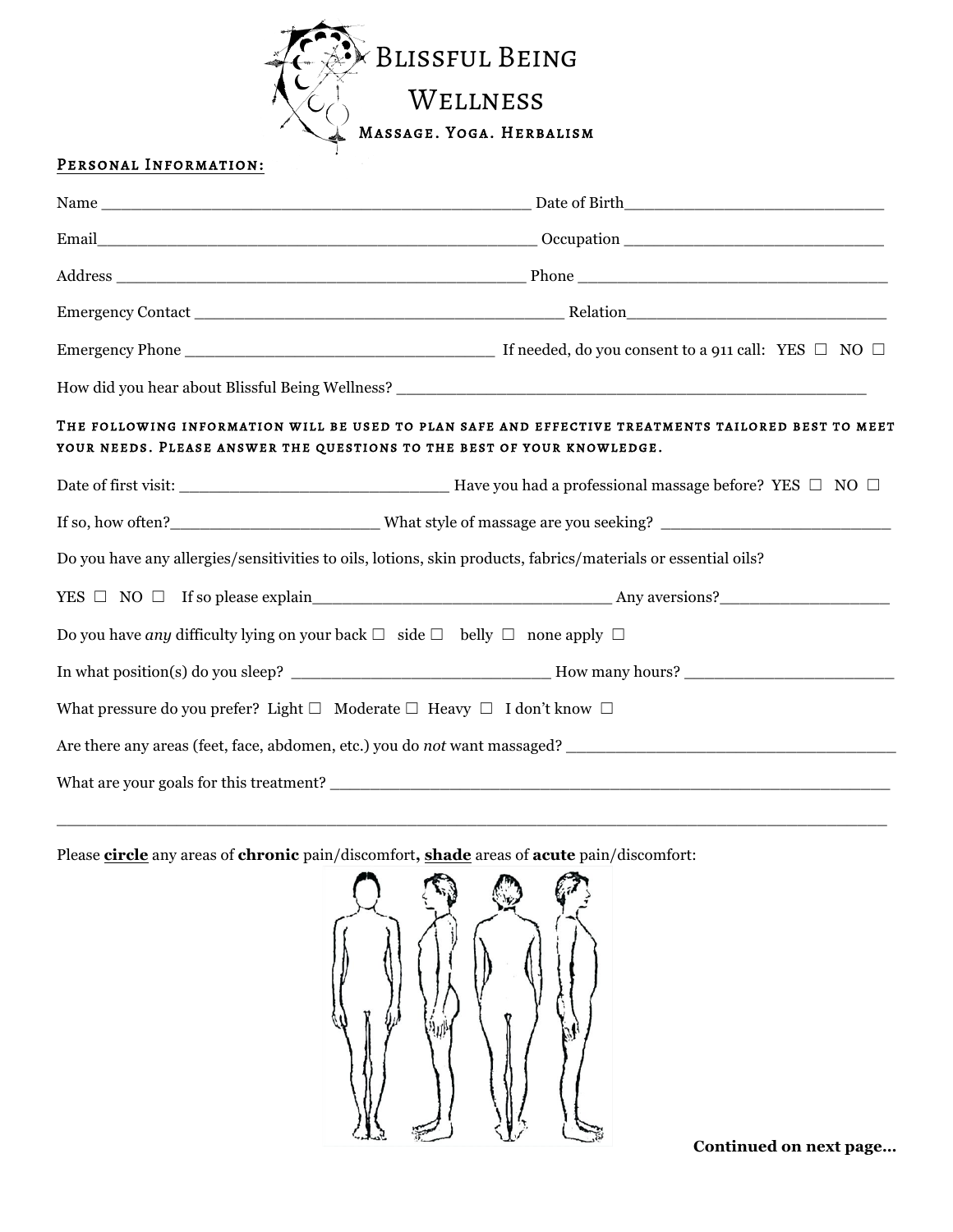# Blissful Being Wellness

Massage. Yoga. Herbalism

## Personal Information:

Name ____________________________________________ Date of Birth__________________________

Email_____________________________________________ Occupation __________________________

Address ___________________________________________ Phone ______________________________

Emergency Contact _____________________________________ Relation__________________________

Emergency Phone ________________________________ If needed, do you consent to a 911 call: YES ☐ NO ☐

How did you hear about Blissful Being Wellness? ____________________________________________________

**The following information will be used to plan safe and effective treatments tailored best to meet your needs. Please answer the questions to the best of your knowledge.**

Date of first visit: ___________________________ Have you had a professional massage before? YES ☐ NO ☐

If so, how often?_____________________ What style of massage are you seeking? ______________________

Do you have any allergies/sensitivities to oils, lotions, skin products, fabrics/materials or essential oils?

YES ☐ NO ☐ If so please explain_______________________________ Any aversions?__________________

Do you have *any* difficulty lying on your back ☐ side ☐ belly ☐ none apply ☐

In what position(s) do you sleep? ____________________________ How many hours? _____________________

What pressure do you prefer? Light ☐ Moderate ☐ Heavy ☐ I don't know ☐

Are there any areas (feet, face, abdomen, etc.) you do *not* want massaged? _________________________________

What are your goals for this treatment? _______________________________________________________

_______________________________________________________________________________________

Please **circle** any areas of **chronic** pain/discomfort**, shade** areas of **acute** pain/discomfort:

**Continued on next page…**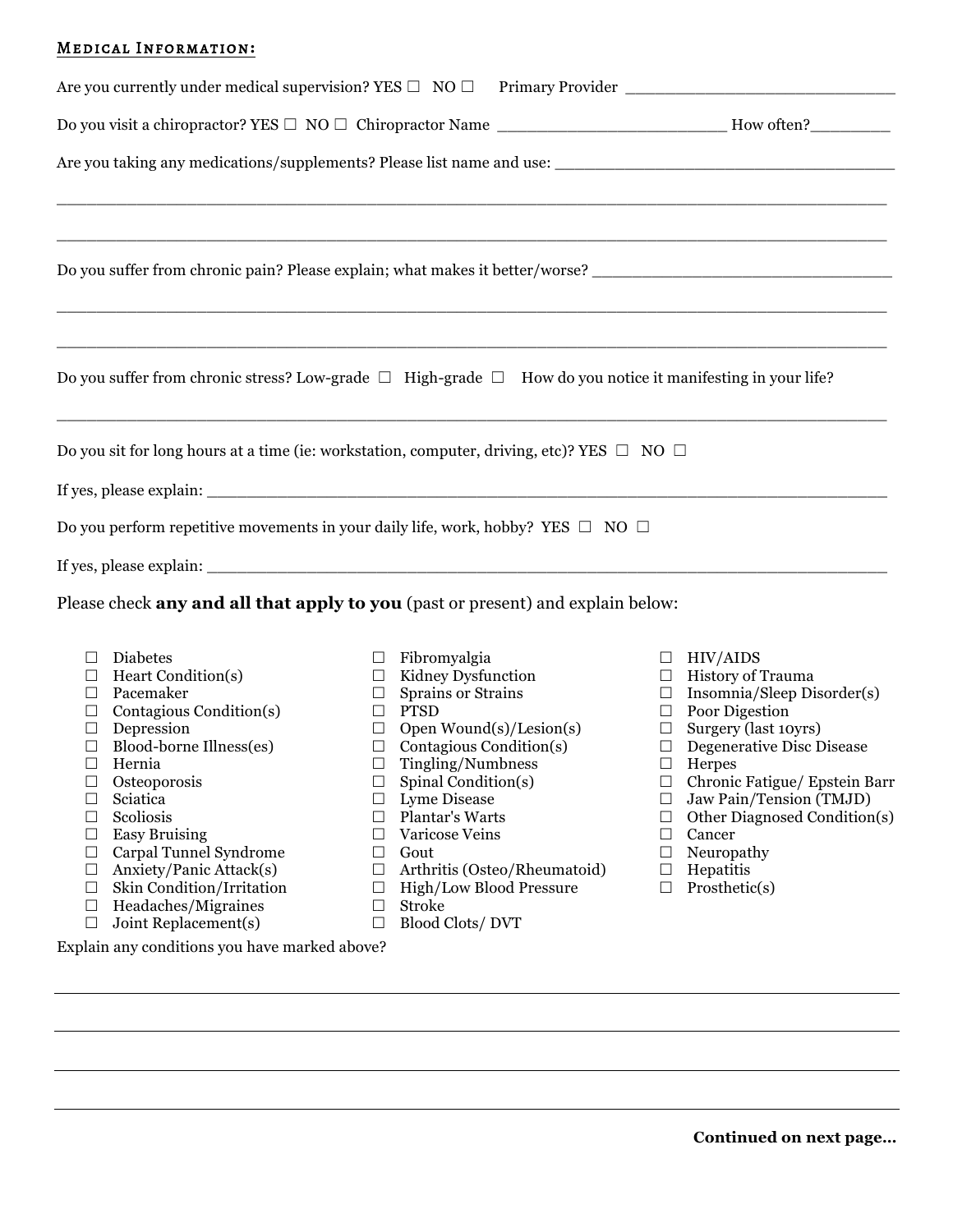## Medical Information:

Are you currently under medical supervision? YES ☐ NO ☐ Primary Provider ____________________________

Do you visit a chiropractor? YES ☐ NO ☐ Chiropractor Name ________________________ How often?________

Are you taking any medications/supplements? Please list name and use: ___________________________________

_____________________________________________________________________________________________

_____________________________________________________________________________________________

Do you suffer from chronic pain? Please explain; what makes it better/worse? _______________________________

_____________________________________________________________________________________________

_____________________________________________________________________________________________

Do you suffer from chronic stress? Low-grade ☐ High-grade ☐ How do you notice it manifesting in your life?

_____________________________________________________________________________________________

Do you sit for long hours at a time (ie: workstation, computer, driving, etc)? YES ☐ NO ☐

If yes, please explain: ___________________________________________________________________________

Do you perform repetitive movements in your daily life, work, hobby? YES ☐ NO ☐

If yes, please explain: ___________________________________________________________________________

Please check **any and all that apply to you** (past or present) and explain below:

- ☐ Diabetes
- ☐ Heart Condition(s)
- ☐ Pacemaker
- ☐ Contagious Condition(s)
- ☐ Depression
- ☐ Blood-borne Illness(es)
- ☐ Hernia
- ☐ Osteoporosis
- ☐ Sciatica
- ☐ Scoliosis
- ☐ Easy Bruising
- ☐ Carpal Tunnel Syndrome
- ☐ Anxiety/Panic Attack(s)
- ☐ Skin Condition/Irritation
- ☐ Headaches/Migraines
- ☐ Joint Replacement(s)
- ☐ Fibromyalgia
- ☐ Kidney Dysfunction
- ☐ Sprains or Strains
- ☐ PTSD
- ☐ Open Wound(s)/Lesion(s)
- ☐ Contagious Condition(s)
- ☐ Tingling/Numbness
- ☐ Spinal Condition(s)
- ☐ Lyme Disease
- ☐ Plantar's Warts
- ☐ Varicose Veins
- ☐ Gout
- ☐ Arthritis (Osteo/Rheumatoid)
- ☐ High/Low Blood Pressure
- ☐ Stroke
- ☐ Blood Clots/ DVT
- ☐ HIV/AIDS
- ☐ History of Trauma
- ☐ Insomnia/Sleep Disorder(s)
- ☐ Poor Digestion
- ☐ Surgery (last 10yrs)
- ☐ Degenerative Disc Disease
- ☐ Herpes
- ☐ Chronic Fatigue/ Epstein Barr
- ☐ Jaw Pain/Tension (TMJD)
- ☐ Other Diagnosed Condition(s)
- ☐ Cancer
- ☐ Neuropathy
- ☐ Hepatitis
- ☐ Prosthetic(s)

Explain any conditions you have marked above?

_____________________________________________________________________________________________

_____________________________________________________________________________________________

_____________________________________________________________________________________________

_____________________________________________________________________________________________

**Continued on next page...**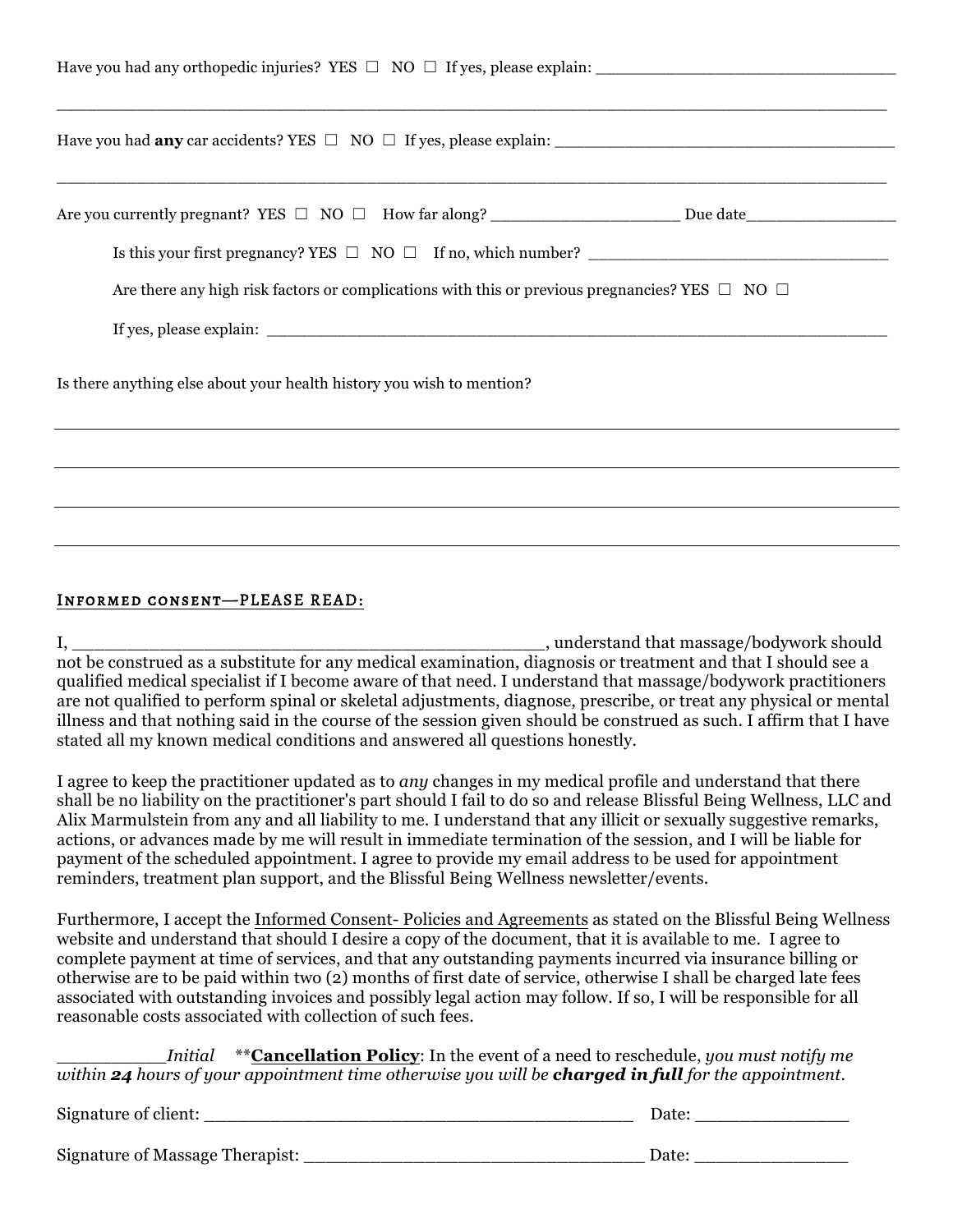Have you had any orthopedic injuries? YES ☐ NO ☐ If yes, please explain: ________________________________

______________________________________________________________________________________

Have you had **any** car accidents? YES ☐ NO ☐ If yes, please explain: ____________________________________

______________________________________________________________________________________

Are you currently pregnant? YES ☐ NO ☐ How far along? ____________________ Due date________________

Is this your first pregnancy? YES ☐ NO ☐ If no, which number? ________________________________

Are there any high risk factors or complications with this or previous pregnancies? YES ☐ NO ☐

If yes, please explain: _________________________________________________________________

Is there anything else about your health history you wish to mention?

______________________________________________________________________________________

______________________________________________________________________________________

______________________________________________________________________________________

______________________________________________________________________________________

## Informed consent—PLEASE READ:

I, ______________________________________________, understand that massage/bodywork should not be construed as a substitute for any medical examination, diagnosis or treatment and that I should see a qualified medical specialist if I become aware of that need. I understand that massage/bodywork practitioners are not qualified to perform spinal or skeletal adjustments, diagnose, prescribe, or treat any physical or mental illness and that nothing said in the course of the session given should be construed as such. I affirm that I have stated all my known medical conditions and answered all questions honestly.

I agree to keep the practitioner updated as to *any* changes in my medical profile and understand that there shall be no liability on the practitioner's part should I fail to do so and release Blissful Being Wellness, LLC and Alix Marmulstein from any and all liability to me. I understand that any illicit or sexually suggestive remarks, actions, or advances made by me will result in immediate termination of the session, and I will be liable for payment of the scheduled appointment. I agree to provide my email address to be used for appointment reminders, treatment plan support, and the Blissful Being Wellness newsletter/events.

Furthermore, I accept the Informed Consent- Policies and Agreements as stated on the Blissful Being Wellness website and understand that should I desire a copy of the document, that it is available to me. I agree to complete payment at time of services, and that any outstanding payments incurred via insurance billing or otherwise are to be paid within two (2) months of first date of service, otherwise I shall be charged late fees associated with outstanding invoices and possibly legal action may follow. If so, I will be responsible for all reasonable costs associated with collection of such fees.

__________*Initial* **\*\*Cancellation Policy**: In the event of a need to reschedule, *you must notify me within **24** hours of your appointment time otherwise you will be **charged in full** for the appointment.*

Signature of client: ____________________________________________ Date: _______________

Signature of Massage Therapist: ___________________________________ Date: _______________